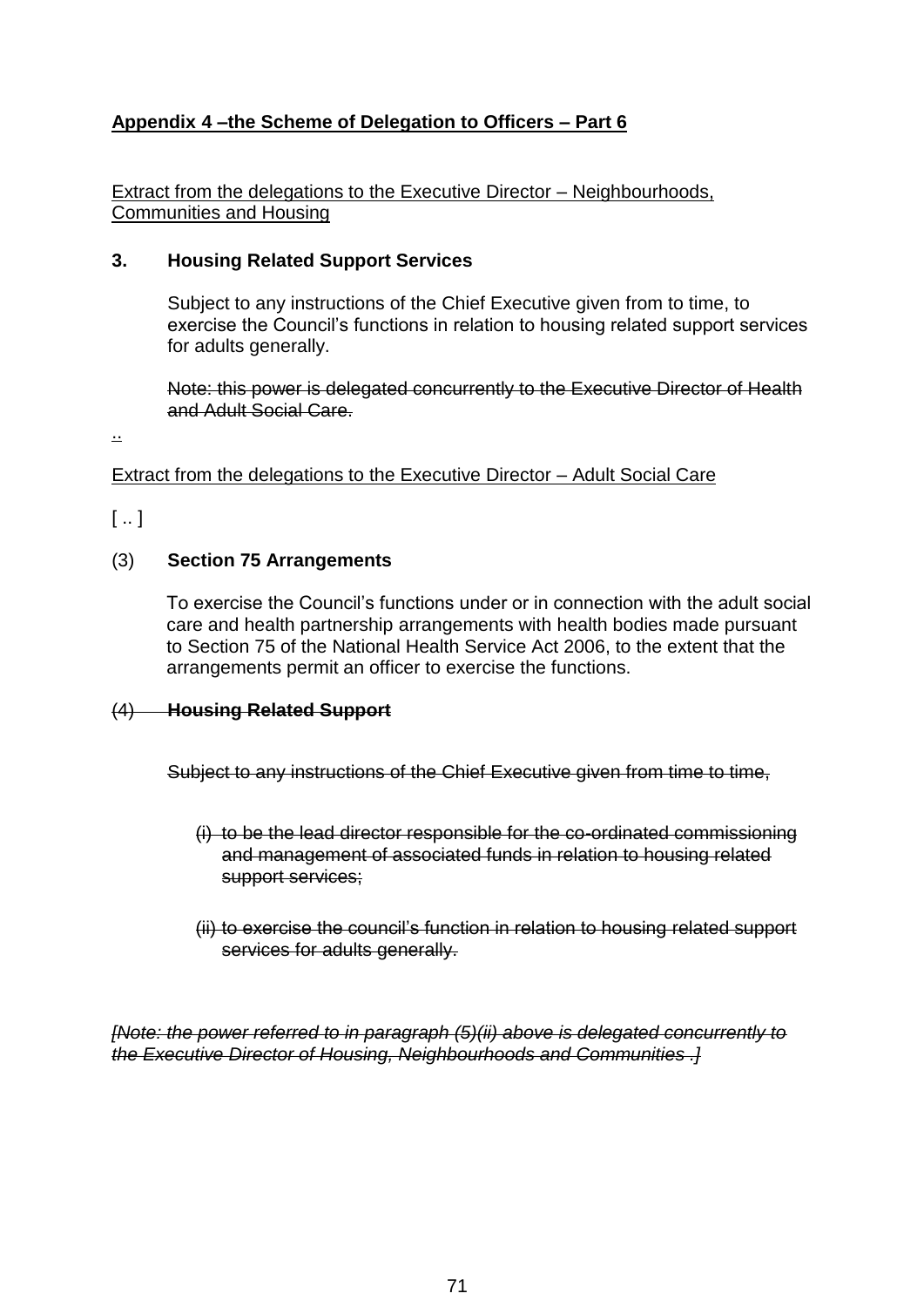**Appendix 4 –the Scheme of Delegation to Officers – Part 6**

Extract from the delegations to the Executive Director – Neighbourhoods, Communities and Housing

**3. Housing Related Support Services**

Subject to any instructions of the Chief Executive given from to time, to exercise the Council's functions in relation to housing related support services for adults generally.

~~Note: this power is delegated concurrently to the Executive Director of Health and Adult Social Care.~~

..

Extract from the delegations to the Executive Director – Adult Social Care

[ .. ]

(3) **Section 75 Arrangements**

To exercise the Council's functions under or in connection with the adult social care and health partnership arrangements with health bodies made pursuant to Section 75 of the National Health Service Act 2006, to the extent that the arrangements permit an officer to exercise the functions.

~~(4) **Housing Related Support**~~

~~Subject to any instructions of the Chief Executive given from time to time,~~

~~(i) to be the lead director responsible for the co-ordinated commissioning and management of associated funds in relation to housing related support services;~~

~~(ii) to exercise the council's function in relation to housing related support services for adults generally.~~

~~*[Note: the power referred to in paragraph (5)(ii) above is delegated concurrently to the Executive Director of Housing, Neighbourhoods and Communities .]*~~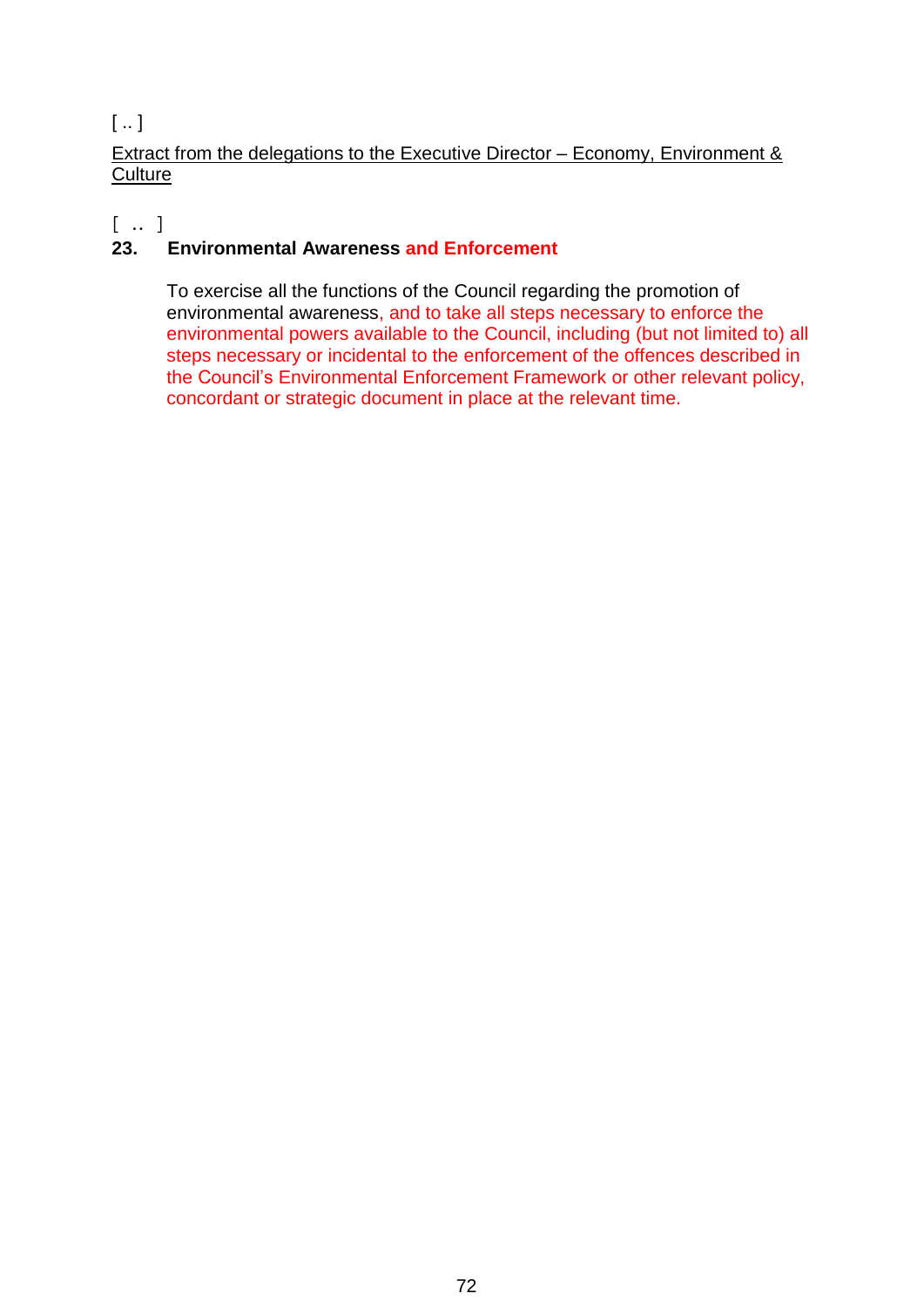[ .. ]

Extract from the delegations to the Executive Director – Economy, Environment & Culture

[ .. ]

**23. Environmental Awareness and Enforcement**

To exercise all the functions of the Council regarding the promotion of environmental awareness, and to take all steps necessary to enforce the environmental powers available to the Council, including (but not limited to) all steps necessary or incidental to the enforcement of the offences described in the Council's Environmental Enforcement Framework or other relevant policy, concordant or strategic document in place at the relevant time.